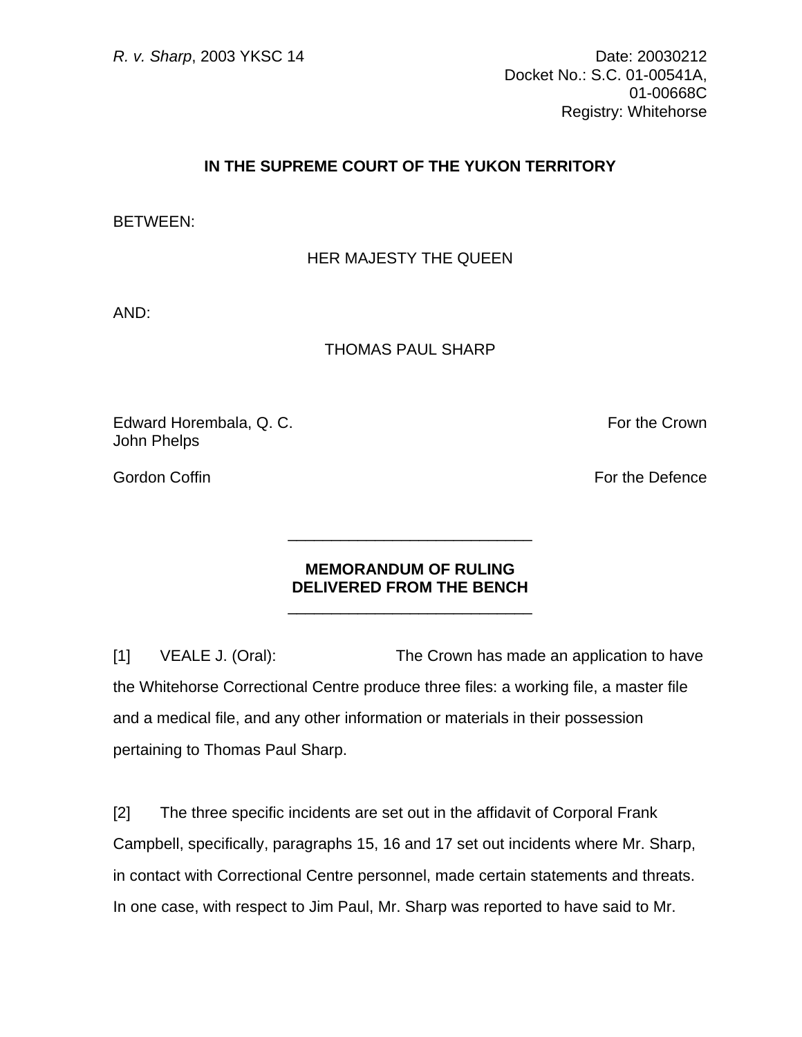*R. v. Sharp*, 2003 YKSC 14

Date: 20030212
Docket No.: S.C. 01-00541A, 01-00668C
Registry: Whitehorse

**IN THE SUPREME COURT OF THE YUKON TERRITORY**

BETWEEN:

HER MAJESTY THE QUEEN

AND:

THOMAS PAUL SHARP

Edward Horembala, Q. C.
John Phelps — For the Crown

Gordon Coffin — For the Defence

---

**MEMORANDUM OF RULING DELIVERED FROM THE BENCH**

---

[1] VEALE J. (Oral): The Crown has made an application to have the Whitehorse Correctional Centre produce three files: a working file, a master file and a medical file, and any other information or materials in their possession pertaining to Thomas Paul Sharp.

[2] The three specific incidents are set out in the affidavit of Corporal Frank Campbell, specifically, paragraphs 15, 16 and 17 set out incidents where Mr. Sharp, in contact with Correctional Centre personnel, made certain statements and threats. In one case, with respect to Jim Paul, Mr. Sharp was reported to have said to Mr.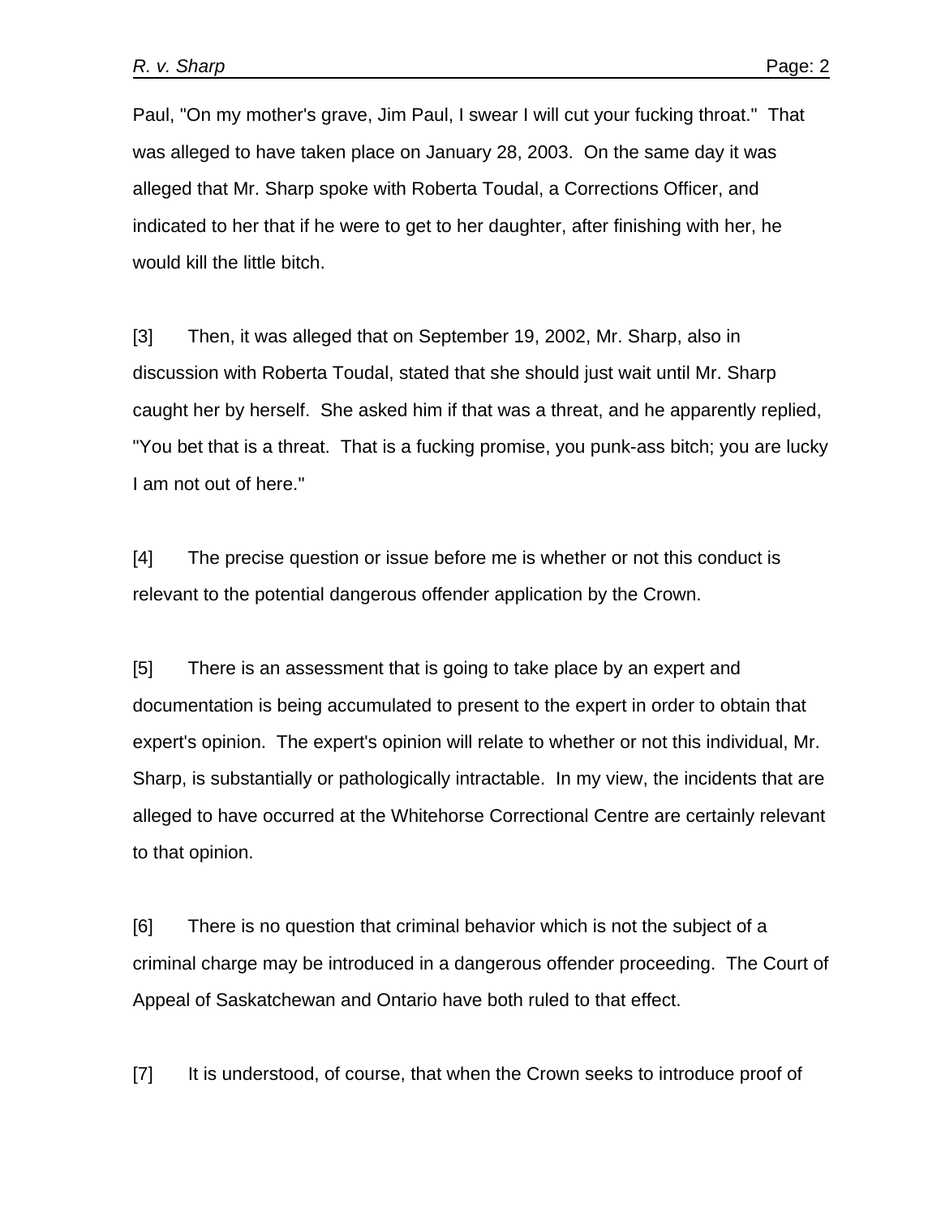Paul, "On my mother's grave, Jim Paul, I swear I will cut your fucking throat." That was alleged to have taken place on January 28, 2003. On the same day it was alleged that Mr. Sharp spoke with Roberta Toudal, a Corrections Officer, and indicated to her that if he were to get to her daughter, after finishing with her, he would kill the little bitch.

[3] Then, it was alleged that on September 19, 2002, Mr. Sharp, also in discussion with Roberta Toudal, stated that she should just wait until Mr. Sharp caught her by herself. She asked him if that was a threat, and he apparently replied, "You bet that is a threat. That is a fucking promise, you punk-ass bitch; you are lucky I am not out of here."

[4] The precise question or issue before me is whether or not this conduct is relevant to the potential dangerous offender application by the Crown.

[5] There is an assessment that is going to take place by an expert and documentation is being accumulated to present to the expert in order to obtain that expert's opinion. The expert's opinion will relate to whether or not this individual, Mr. Sharp, is substantially or pathologically intractable. In my view, the incidents that are alleged to have occurred at the Whitehorse Correctional Centre are certainly relevant to that opinion.

[6] There is no question that criminal behavior which is not the subject of a criminal charge may be introduced in a dangerous offender proceeding. The Court of Appeal of Saskatchewan and Ontario have both ruled to that effect.

[7] It is understood, of course, that when the Crown seeks to introduce proof of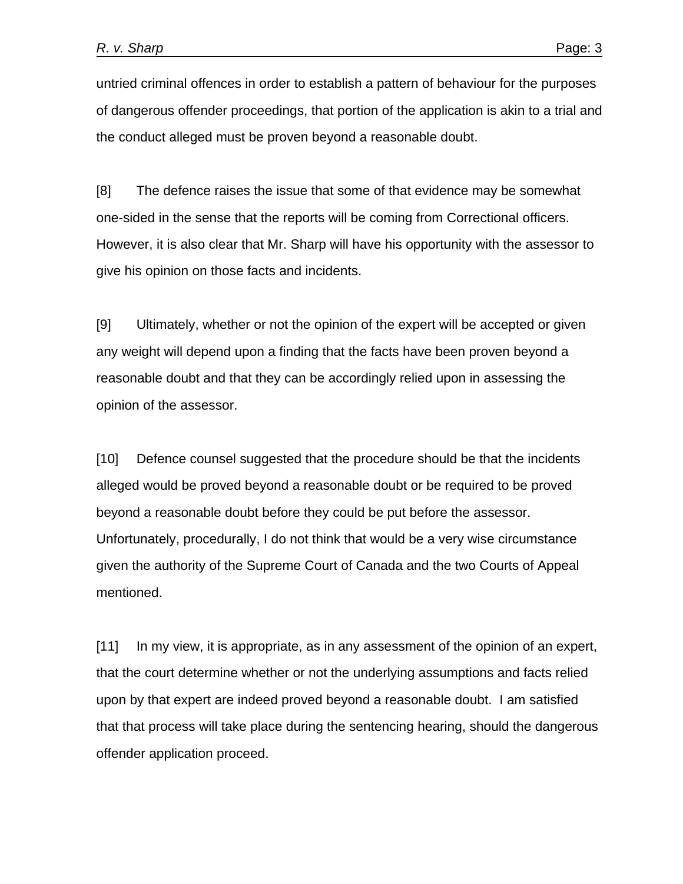untried criminal offences in order to establish a pattern of behaviour for the purposes of dangerous offender proceedings, that portion of the application is akin to a trial and the conduct alleged must be proven beyond a reasonable doubt.

[8] The defence raises the issue that some of that evidence may be somewhat one-sided in the sense that the reports will be coming from Correctional officers. However, it is also clear that Mr. Sharp will have his opportunity with the assessor to give his opinion on those facts and incidents.

[9] Ultimately, whether or not the opinion of the expert will be accepted or given any weight will depend upon a finding that the facts have been proven beyond a reasonable doubt and that they can be accordingly relied upon in assessing the opinion of the assessor.

[10] Defence counsel suggested that the procedure should be that the incidents alleged would be proved beyond a reasonable doubt or be required to be proved beyond a reasonable doubt before they could be put before the assessor. Unfortunately, procedurally, I do not think that would be a very wise circumstance given the authority of the Supreme Court of Canada and the two Courts of Appeal mentioned.

[11] In my view, it is appropriate, as in any assessment of the opinion of an expert, that the court determine whether or not the underlying assumptions and facts relied upon by that expert are indeed proved beyond a reasonable doubt. I am satisfied that that process will take place during the sentencing hearing, should the dangerous offender application proceed.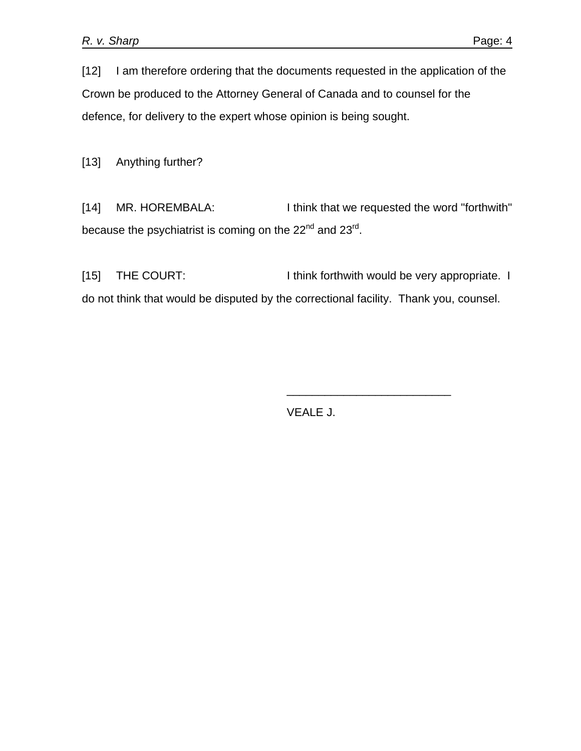[12] I am therefore ordering that the documents requested in the application of the Crown be produced to the Attorney General of Canada and to counsel for the defence, for delivery to the expert whose opinion is being sought.

[13] Anything further?

[14] MR. HOREMBALA: I think that we requested the word "forthwith" because the psychiatrist is coming on the 22nd and 23rd.

[15] THE COURT: I think forthwith would be very appropriate. I do not think that would be disputed by the correctional facility. Thank you, counsel.

___________________________

VEALE J.